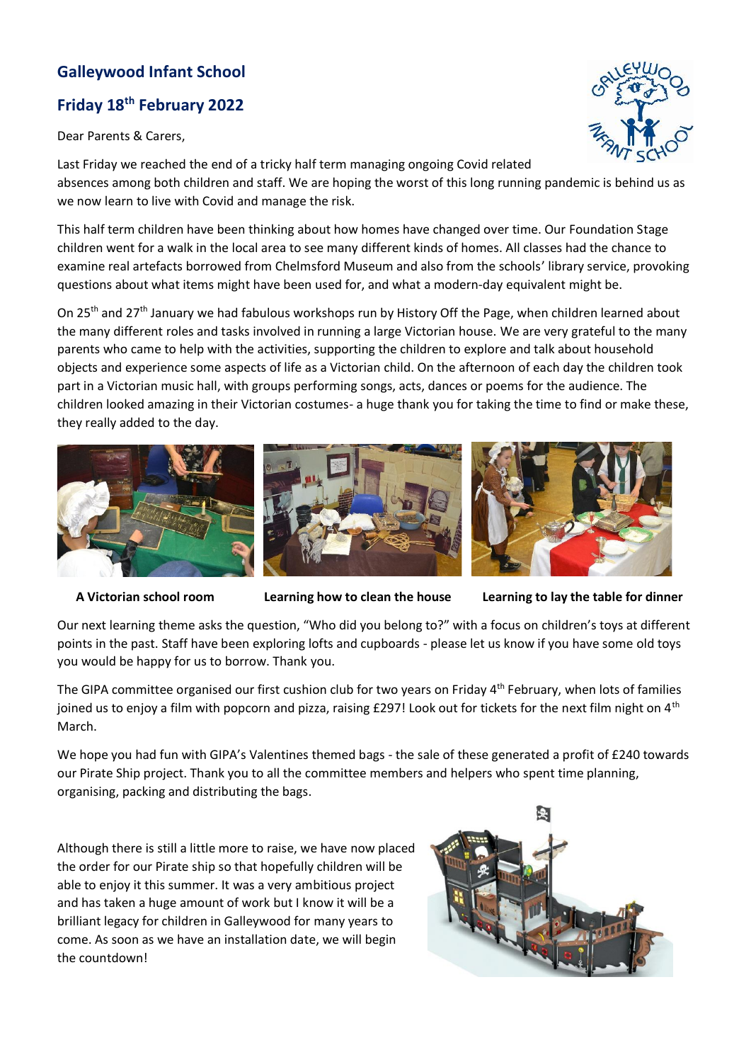# Galleywood Infant School

## Friday 18th February 2022

Dear Parents & Carers,

Last Friday we reached the end of a tricky half term managing ongoing Covid related absences among both children and staff. We are hoping the worst of this long running pandemic is behind us as we now learn to live with Covid and manage the risk.

This half term children have been thinking about how homes have changed over time. Our Foundation Stage children went for a walk in the local area to see many different kinds of homes. All classes had the chance to examine real artefacts borrowed from Chelmsford Museum and also from the schools' library service, provoking questions about what items might have been used for, and what a modern-day equivalent might be.

On 25th and 27th January we had fabulous workshops run by History Off the Page, when children learned about the many different roles and tasks involved in running a large Victorian house. We are very grateful to the many parents who came to help with the activities, supporting the children to explore and talk about household objects and experience some aspects of life as a Victorian child. On the afternoon of each day the children took part in a Victorian music hall, with groups performing songs, acts, dances or poems for the audience. The children looked amazing in their Victorian costumes- a huge thank you for taking the time to find or make these, they really added to the day.

**A Victorian school room** **Learning how to clean the house** **Learning to lay the table for dinner**

Our next learning theme asks the question, "Who did you belong to?" with a focus on children's toys at different points in the past. Staff have been exploring lofts and cupboards - please let us know if you have some old toys you would be happy for us to borrow. Thank you.

The GIPA committee organised our first cushion club for two years on Friday 4th February, when lots of families joined us to enjoy a film with popcorn and pizza, raising £297! Look out for tickets for the next film night on 4th March.

We hope you had fun with GIPA's Valentines themed bags - the sale of these generated a profit of £240 towards our Pirate Ship project. Thank you to all the committee members and helpers who spent time planning, organising, packing and distributing the bags.

Although there is still a little more to raise, we have now placed the order for our Pirate ship so that hopefully children will be able to enjoy it this summer. It was a very ambitious project and has taken a huge amount of work but I know it will be a brilliant legacy for children in Galleywood for many years to come. As soon as we have an installation date, we will begin the countdown!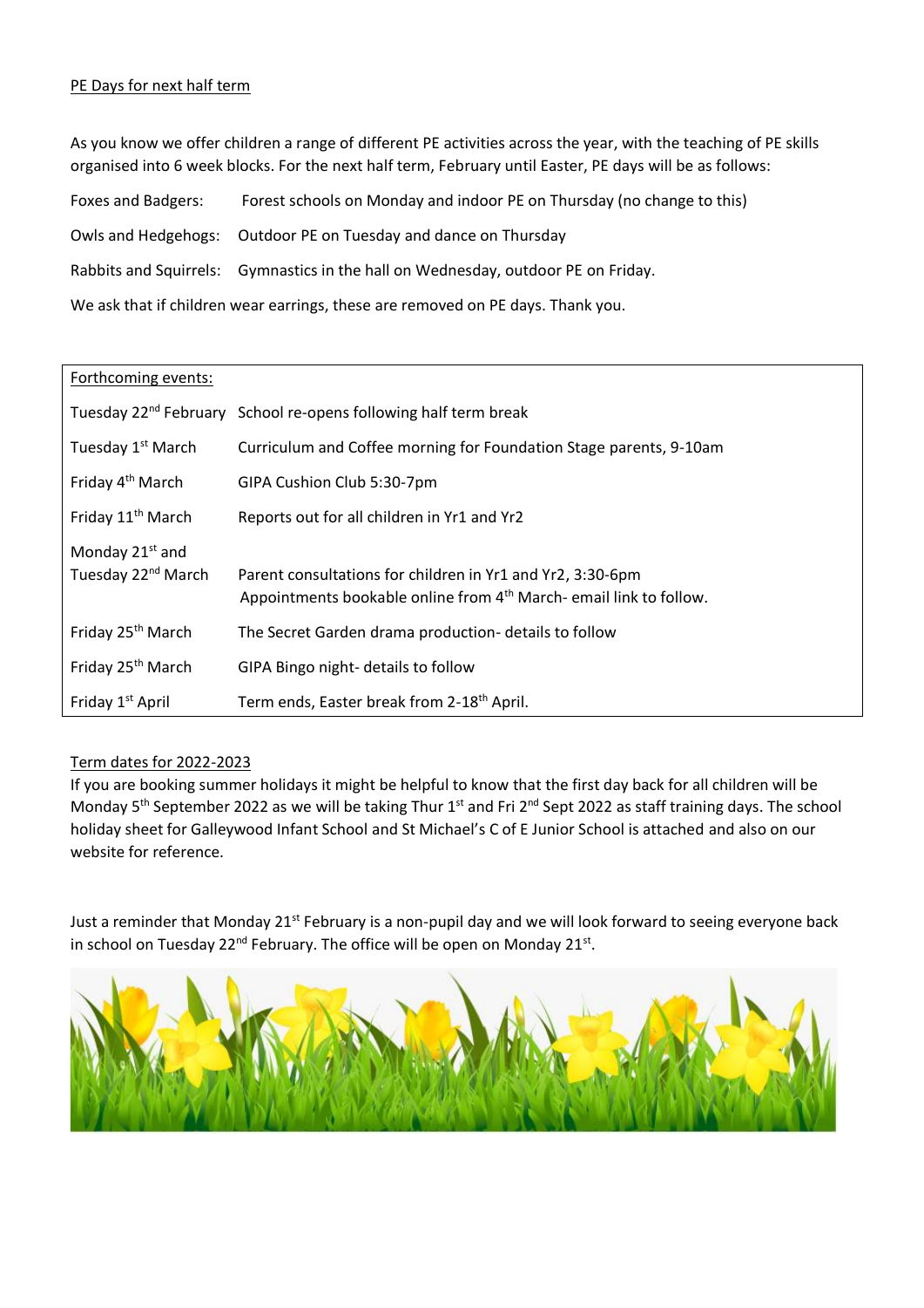PE Days for next half term

As you know we offer children a range of different PE activities across the year, with the teaching of PE skills organised into 6 week blocks. For the next half term, February until Easter, PE days will be as follows:

Foxes and Badgers: Forest schools on Monday and indoor PE on Thursday (no change to this)

Owls and Hedgehogs: Outdoor PE on Tuesday and dance on Thursday

Rabbits and Squirrels: Gymnastics in the hall on Wednesday, outdoor PE on Friday.

We ask that if children wear earrings, these are removed on PE days. Thank you.

| Forthcoming events: | |
|---|---|
| Tuesday 22nd February | School re-opens following half term break |
| Tuesday 1st March | Curriculum and Coffee morning for Foundation Stage parents, 9-10am |
| Friday 4th March | GIPA Cushion Club 5:30-7pm |
| Friday 11th March | Reports out for all children in Yr1 and Yr2 |
| Monday 21st and Tuesday 22nd March | Parent consultations for children in Yr1 and Yr2, 3:30-6pm Appointments bookable online from 4th March- email link to follow. |
| Friday 25th March | The Secret Garden drama production- details to follow |
| Friday 25th March | GIPA Bingo night- details to follow |
| Friday 1st April | Term ends, Easter break from 2-18th April. |

Term dates for 2022-2023

If you are booking summer holidays it might be helpful to know that the first day back for all children will be Monday 5th September 2022 as we will be taking Thur 1st and Fri 2nd Sept 2022 as staff training days. The school holiday sheet for Galleywood Infant School and St Michael's C of E Junior School is attached and also on our website for reference.

Just a reminder that Monday 21st February is a non-pupil day and we will look forward to seeing everyone back in school on Tuesday 22nd February. The office will be open on Monday 21st.